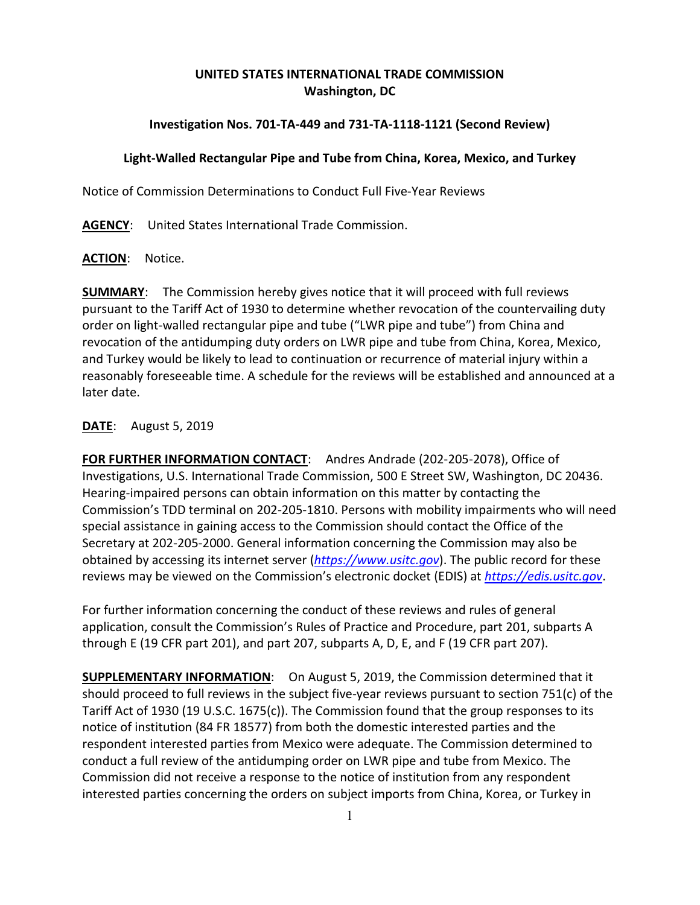**UNITED STATES INTERNATIONAL TRADE COMMISSION**
**Washington, DC**

**Investigation Nos. 701-TA-449 and 731-TA-1118-1121 (Second Review)**

**Light-Walled Rectangular Pipe and Tube from China, Korea, Mexico, and Turkey**

Notice of Commission Determinations to Conduct Full Five-Year Reviews

**AGENCY**: United States International Trade Commission.

**ACTION**: Notice.

**SUMMARY**: The Commission hereby gives notice that it will proceed with full reviews pursuant to the Tariff Act of 1930 to determine whether revocation of the countervailing duty order on light-walled rectangular pipe and tube ("LWR pipe and tube") from China and revocation of the antidumping duty orders on LWR pipe and tube from China, Korea, Mexico, and Turkey would be likely to lead to continuation or recurrence of material injury within a reasonably foreseeable time. A schedule for the reviews will be established and announced at a later date.

**DATE**: August 5, 2019

**FOR FURTHER INFORMATION CONTACT**: Andres Andrade (202-205-2078), Office of Investigations, U.S. International Trade Commission, 500 E Street SW, Washington, DC 20436. Hearing-impaired persons can obtain information on this matter by contacting the Commission's TDD terminal on 202-205-1810. Persons with mobility impairments who will need special assistance in gaining access to the Commission should contact the Office of the Secretary at 202-205-2000. General information concerning the Commission may also be obtained by accessing its internet server (*https://www.usitc.gov*). The public record for these reviews may be viewed on the Commission's electronic docket (EDIS) at *https://edis.usitc.gov*.

For further information concerning the conduct of these reviews and rules of general application, consult the Commission's Rules of Practice and Procedure, part 201, subparts A through E (19 CFR part 201), and part 207, subparts A, D, E, and F (19 CFR part 207).

**SUPPLEMENTARY INFORMATION**: On August 5, 2019, the Commission determined that it should proceed to full reviews in the subject five-year reviews pursuant to section 751(c) of the Tariff Act of 1930 (19 U.S.C. 1675(c)). The Commission found that the group responses to its notice of institution (84 FR 18577) from both the domestic interested parties and the respondent interested parties from Mexico were adequate. The Commission determined to conduct a full review of the antidumping order on LWR pipe and tube from Mexico. The Commission did not receive a response to the notice of institution from any respondent interested parties concerning the orders on subject imports from China, Korea, or Turkey in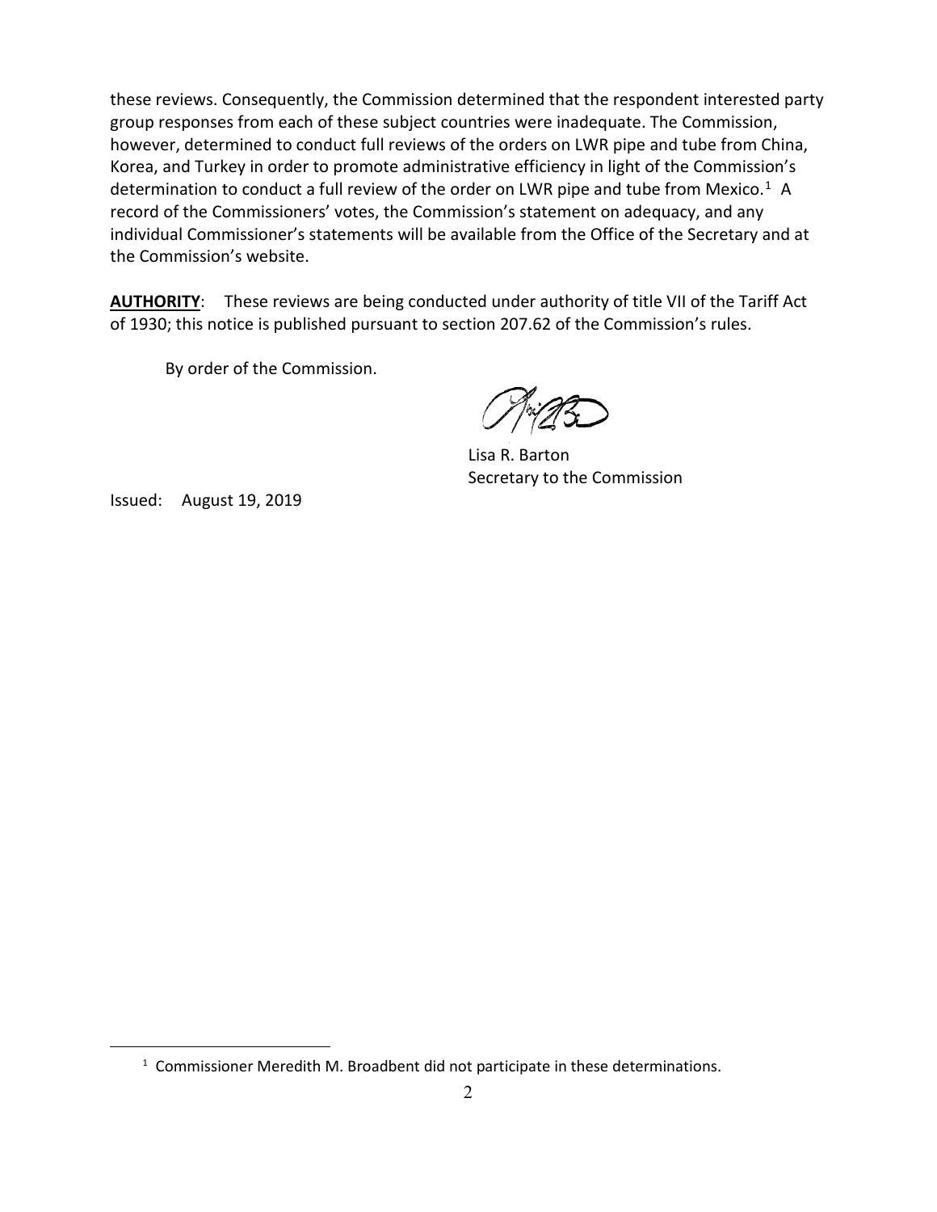these reviews. Consequently, the Commission determined that the respondent interested party group responses from each of these subject countries were inadequate. The Commission, however, determined to conduct full reviews of the orders on LWR pipe and tube from China, Korea, and Turkey in order to promote administrative efficiency in light of the Commission's determination to conduct a full review of the order on LWR pipe and tube from Mexico.[1] A record of the Commissioners' votes, the Commission's statement on adequacy, and any individual Commissioner's statements will be available from the Office of the Secretary and at the Commission's website.

**AUTHORITY**: These reviews are being conducted under authority of title VII of the Tariff Act of 1930; this notice is published pursuant to section 207.62 of the Commission's rules.

By order of the Commission.

Lisa R. Barton
Secretary to the Commission

Issued: August 19, 2019

[1] Commissioner Meredith M. Broadbent did not participate in these determinations.